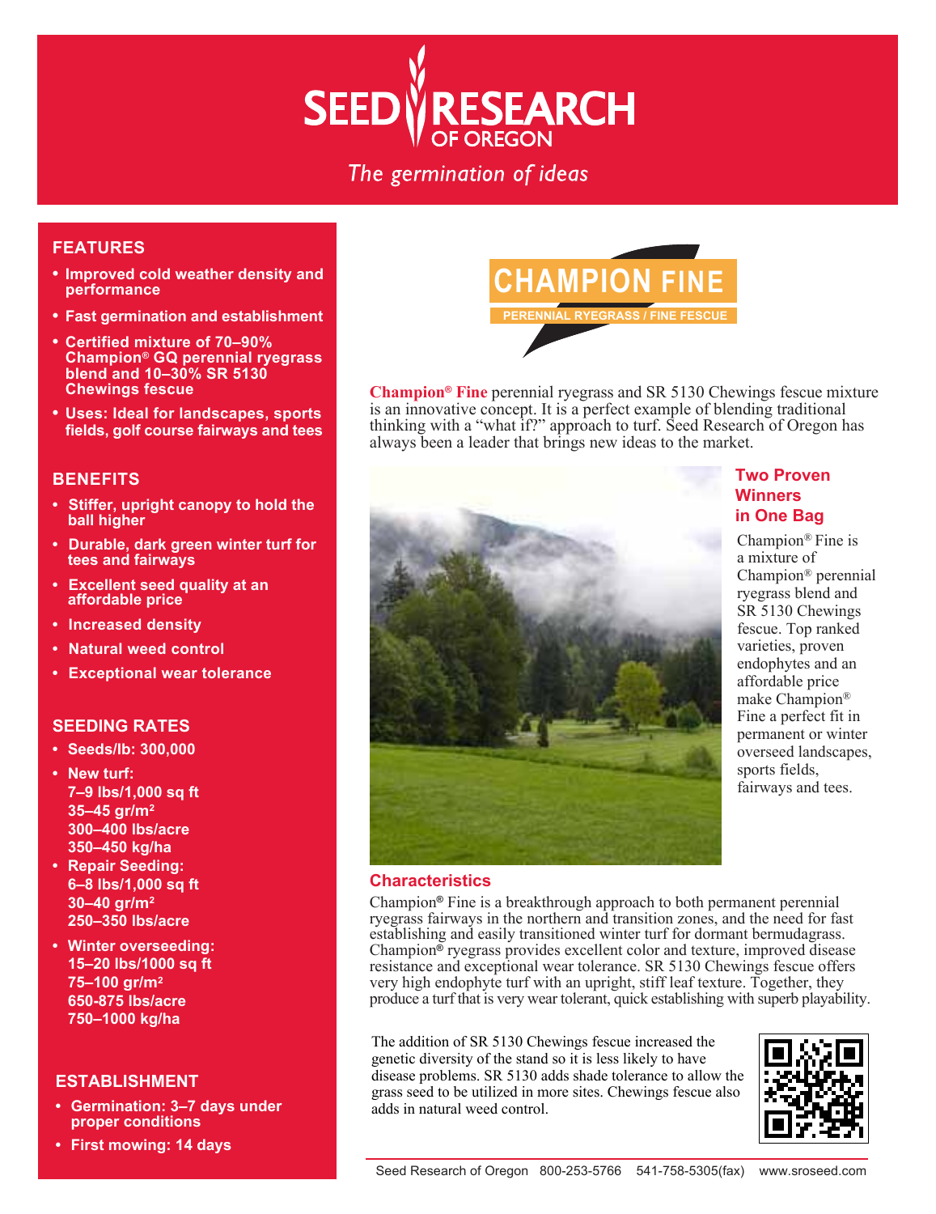# SEED RESEARCH OF OREGON

*The germination of ideas*

## FEATURES

- Improved cold weather density and performance
- Fast germination and establishment
- Certified mixture of 70–90% Champion® GQ perennial ryegrass blend and 10–30% SR 5130 Chewings fescue
- Uses: Ideal for landscapes, sports fields, golf course fairways and tees

## BENEFITS

- Stiffer, upright canopy to hold the ball higher
- Durable, dark green winter turf for tees and fairways
- Excellent seed quality at an affordable price
- Increased density
- Natural weed control
- Exceptional wear tolerance

## SEEDING RATES

- Seeds/lb: 300,000
- New turf:
  7–9 lbs/1,000 sq ft
  35–45 gr/m²
  300–400 lbs/acre
  350–450 kg/ha
- Repair Seeding:
  6–8 lbs/1,000 sq ft
  30–40 gr/m²
  250–350 lbs/acre
- Winter overseeding:
  15–20 lbs/1000 sq ft
  75–100 gr/m²
  650-875 lbs/acre
  750–1000 kg/ha

## ESTABLISHMENT

- Germination: 3–7 days under proper conditions
- First mowing: 14 days

# CHAMPION FINE

PERENNIAL RYEGRASS / FINE FESCUE

**Champion® Fine** perennial ryegrass and SR 5130 Chewings fescue mixture is an innovative concept. It is a perfect example of blending traditional thinking with a "what if?" approach to turf. Seed Research of Oregon has always been a leader that brings new ideas to the market.

## Two Proven Winners in One Bag

Champion® Fine is a mixture of Champion® perennial ryegrass blend and SR 5130 Chewings fescue. Top ranked varieties, proven endophytes and an affordable price make Champion® Fine a perfect fit in permanent or winter overseed landscapes, sports fields, fairways and tees.

## Characteristics

Champion® Fine is a breakthrough approach to both permanent perennial ryegrass fairways in the northern and transition zones, and the need for fast establishing and easily transitioned winter turf for dormant bermudagrass. Champion® ryegrass provides excellent color and texture, improved disease resistance and exceptional wear tolerance. SR 5130 Chewings fescue offers very high endophyte turf with an upright, stiff leaf texture. Together, they produce a turf that is very wear tolerant, quick establishing with superb playability.

The addition of SR 5130 Chewings fescue increased the genetic diversity of the stand so it is less likely to have disease problems. SR 5130 adds shade tolerance to allow the grass seed to be utilized in more sites. Chewings fescue also adds in natural weed control.

Seed Research of Oregon 800-253-5766 541-758-5305(fax) www.sroseed.com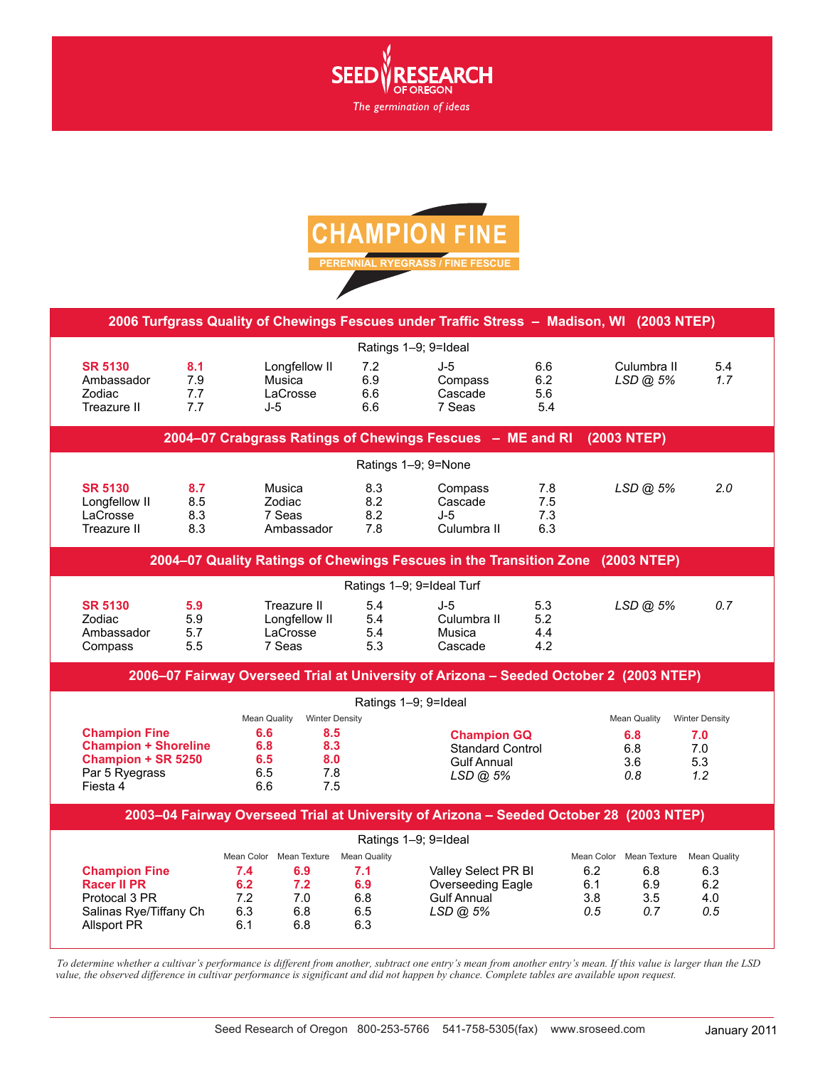SEED RESEARCH OF OREGON

*The germination of ideas*

# CHAMPION FINE

PERENNIAL RYEGRASS / FINE FESCUE

## 2006 Turfgrass Quality of Chewings Fescues under Traffic Stress – Madison, WI (2003 NTEP)

Ratings 1–9; 9=Ideal

| | | | | | | | |
|---|---|---|---|---|---|---|---|
| **SR 5130** | **8.1** | Longfellow II | 7.2 | J-5 | 6.6 | Culumbra II | 5.4 |
| Ambassador | 7.9 | Musica | 6.9 | Compass | 6.2 | *LSD @ 5%* | *1.7* |
| Zodiac | 7.7 | LaCrosse | 6.6 | Cascade | 5.6 | | |
| Treazure II | 7.7 | J-5 | 6.6 | 7 Seas | 5.4 | | |

## 2004–07 Crabgrass Ratings of Chewings Fescues – ME and RI (2003 NTEP)

Ratings 1–9; 9=None

| | | | | | | | |
|---|---|---|---|---|---|---|---|
| **SR 5130** | **8.7** | Musica | 8.3 | Compass | 7.8 | *LSD @ 5%* | *2.0* |
| Longfellow II | 8.5 | Zodiac | 8.2 | Cascade | 7.5 | | |
| LaCrosse | 8.3 | 7 Seas | 8.2 | J-5 | 7.3 | | |
| Treazure II | 8.3 | Ambassador | 7.8 | Culumbra II | 6.3 | | |

## 2004–07 Quality Ratings of Chewings Fescues in the Transition Zone (2003 NTEP)

Ratings 1–9; 9=Ideal Turf

| | | | | | | | |
|---|---|---|---|---|---|---|---|
| **SR 5130** | **5.9** | Treazure II | 5.4 | J-5 | 5.3 | *LSD @ 5%* | *0.7* |
| Zodiac | 5.9 | Longfellow II | 5.4 | Culumbra II | 5.2 | | |
| Ambassador | 5.7 | LaCrosse | 5.4 | Musica | 4.4 | | |
| Compass | 5.5 | 7 Seas | 5.3 | Cascade | 4.2 | | |

## 2006–07 Fairway Overseed Trial at University of Arizona – Seeded October 2 (2003 NTEP)

Ratings 1–9; 9=Ideal

| | Mean Quality | Winter Density |
|---|---|---|
| **Champion Fine** | **6.6** | **8.5** |
| **Champion + Shoreline** | **6.8** | **8.3** |
| **Champion + SR 5250** | **6.5** | **8.0** |
| Par 5 Ryegrass | 6.5 | 7.8 |
| Fiesta 4 | 6.6 | 7.5 |
| **Champion GQ** | **6.8** | **7.0** |
| Standard Control | 6.8 | 7.0 |
| Gulf Annual | 3.6 | 5.3 |
| *LSD @ 5%* | *0.8* | *1.2* |

## 2003–04 Fairway Overseed Trial at University of Arizona – Seeded October 28 (2003 NTEP)

Ratings 1–9; 9=Ideal

| | Mean Color | Mean Texture | Mean Quality |
|---|---|---|---|
| **Champion Fine** | **7.4** | **6.9** | **7.1** |
| **Racer II PR** | **6.2** | **7.2** | **6.9** |
| Protocal 3 PR | 7.2 | 7.0 | 6.8 |
| Salinas Rye/Tiffany Ch | 6.3 | 6.8 | 6.5 |
| Allsport PR | 6.1 | 6.8 | 6.3 |
| Valley Select PR BI | 6.2 | 6.8 | 6.3 |
| Overseeding Eagle | 6.1 | 6.9 | 6.2 |
| Gulf Annual | 3.8 | 3.5 | 4.0 |
| *LSD @ 5%* | *0.5* | *0.7* | *0.5* |

*To determine whether a cultivar's performance is different from another, subtract one entry's mean from another entry's mean. If this value is larger than the LSD value, the observed difference in cultivar performance is significant and did not happen by chance. Complete tables are available upon request.*

Seed Research of Oregon 800-253-5766 541-758-5305(fax) www.sroseed.com January 2011